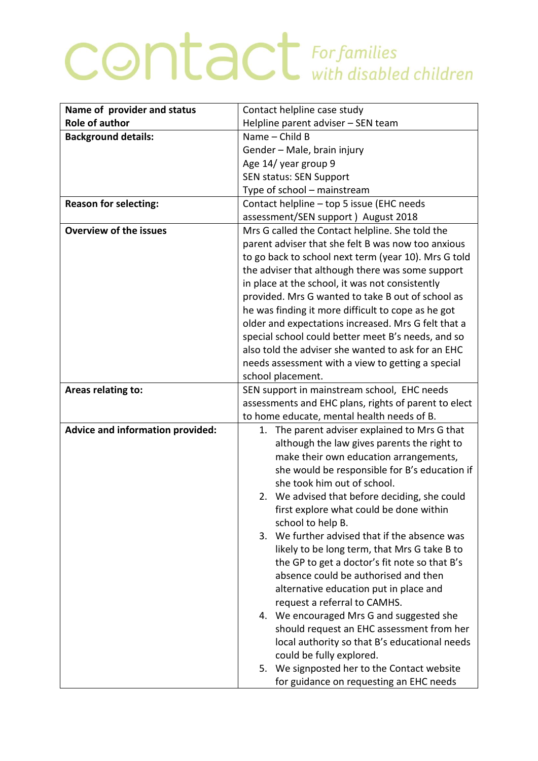# contact *For families with disabled children*

| Name of provider and status<br>Role of author | Contact helpline case study<br>Helpline parent adviser – SEN team |
|---|---|
| **Background details:** | Name – Child B<br>Gender – Male, brain injury<br>Age 14/ year group 9<br>SEN status: SEN Support<br>Type of school – mainstream |
| **Reason for selecting:** | Contact helpline – top 5 issue (EHC needs assessment/SEN support ) August 2018 |
| **Overview of the issues** | Mrs G called the Contact helpline. She told the parent adviser that she felt B was now too anxious to go back to school next term (year 10). Mrs G told the adviser that although there was some support in place at the school, it was not consistently provided. Mrs G wanted to take B out of school as he was finding it more difficult to cope as he got older and expectations increased. Mrs G felt that a special school could better meet B's needs, and so also told the adviser she wanted to ask for an EHC needs assessment with a view to getting a special school placement. |
| **Areas relating to:** | SEN support in mainstream school, EHC needs assessments and EHC plans, rights of parent to elect to home educate, mental health needs of B. |
| **Advice and information provided:** | 1. The parent adviser explained to Mrs G that although the law gives parents the right to make their own education arrangements, she would be responsible for B's education if she took him out of school.<br>2. We advised that before deciding, she could first explore what could be done within school to help B.<br>3. We further advised that if the absence was likely to be long term, that Mrs G take B to the GP to get a doctor's fit note so that B's absence could be authorised and then alternative education put in place and request a referral to CAMHS.<br>4. We encouraged Mrs G and suggested she should request an EHC assessment from her local authority so that B's educational needs could be fully explored.<br>5. We signposted her to the Contact website for guidance on requesting an EHC needs |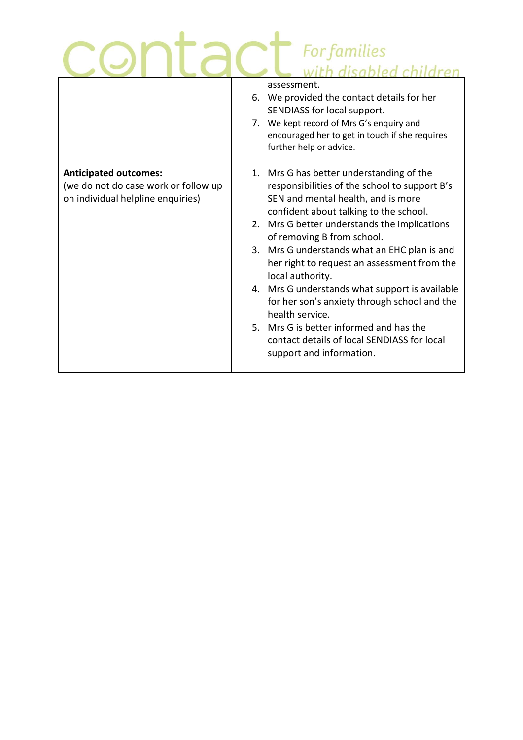| | |
|---|---|
| | assessment.<br>6. We provided the contact details for her SENDIASS for local support.<br>7. We kept record of Mrs G's enquiry and encouraged her to get in touch if she requires further help or advice. |
| **Anticipated outcomes:**<br>(we do not do case work or follow up on individual helpline enquiries) | 1. Mrs G has better understanding of the responsibilities of the school to support B's SEN and mental health, and is more confident about talking to the school.<br>2. Mrs G better understands the implications of removing B from school.<br>3. Mrs G understands what an EHC plan is and her right to request an assessment from the local authority.<br>4. Mrs G understands what support is available for her son's anxiety through school and the health service.<br>5. Mrs G is better informed and has the contact details of local SENDIASS for local support and information. |